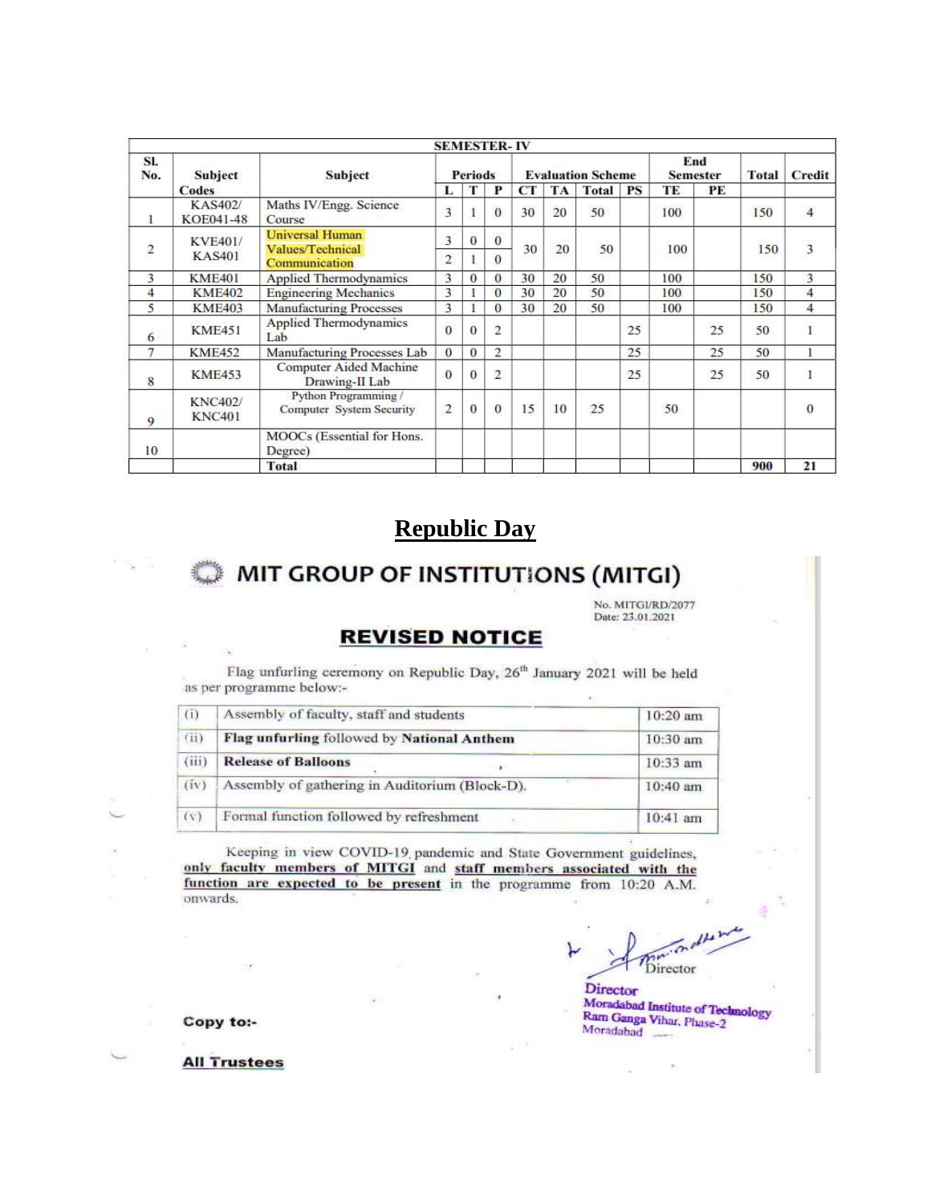| SEMESTER- IV | | | | | | | | | | | | | |
|---|---|---|---|---|---|---|---|---|---|---|---|---|---|
| Sl. No. | Subject Codes | Subject | Periods | | | Evaluation Scheme | | | | End Semester | | Total | Credit |
| | | | L | T | P | CT | TA | Total | PS | TE | PE | | |
| 1 | KAS402/ KOE041-48 | Maths IV/Engg. Science Course | 3 | 1 | 0 | 30 | 20 | 50 | | 100 | | 150 | 4 |
| 2 | KVE401/ KAS401 | Universal Human Values/Technical Communication | 3 / 2 | 0 / 1 | 0 / 0 | 30 | 20 | 50 | | 100 | | 150 | 3 |
| 3 | KME401 | Applied Thermodynamics | 3 | 0 | 0 | 30 | 20 | 50 | | 100 | | 150 | 3 |
| 4 | KME402 | Engineering Mechanics | 3 | 1 | 0 | 30 | 20 | 50 | | 100 | | 150 | 4 |
| 5 | KME403 | Manufacturing Processes | 3 | 1 | 0 | 30 | 20 | 50 | | 100 | | 150 | 4 |
| 6 | KME451 | Applied Thermodynamics Lab | 0 | 0 | 2 | | | | 25 | | 25 | 50 | 1 |
| 7 | KME452 | Manufacturing Processes Lab | 0 | 0 | 2 | | | | 25 | | 25 | 50 | 1 |
| 8 | KME453 | Computer Aided Machine Drawing-II Lab | 0 | 0 | 2 | | | | 25 | | 25 | 50 | 1 |
| 9 | KNC402/ KNC401 | Python Programming / Computer System Security | 2 | 0 | 0 | 15 | 10 | 25 | | 50 | | | 0 |
| 10 | | MOOCs (Essential for Hons. Degree) | | | | | | | | | | | |
| | | Total | | | | | | | | | | 900 | 21 |

## Republic Day

# MIT GROUP OF INSTITUTIONS (MITGI)

No. MITGI/RD/2077
Date: 23.01.2021

## REVISED NOTICE

Flag unfurling ceremony on Republic Day, 26th January 2021 will be held as per programme below:-

| | | |
|---|---|---|
| (i) | Assembly of faculty, staff and students | 10:20 am |
| (ii) | **Flag unfurling** followed by **National Anthem** | 10:30 am |
| (iii) | **Release of Balloons** | 10:33 am |
| (iv) | Assembly of gathering in Auditorium (Block-D). | 10:40 am |
| (v) | Formal function followed by refreshment | 10:41 am |

Keeping in view COVID-19 pandemic and State Government guidelines, only faculty members of MITGI and staff members associated with the function are expected to be present in the programme from 10:20 A.M. onwards.

Director

**Director**
**Moradabad Institute of Technology**
**Ram Ganga Vihar, Phase-2**
Moradabad

**Copy to:-**

**All Trustees**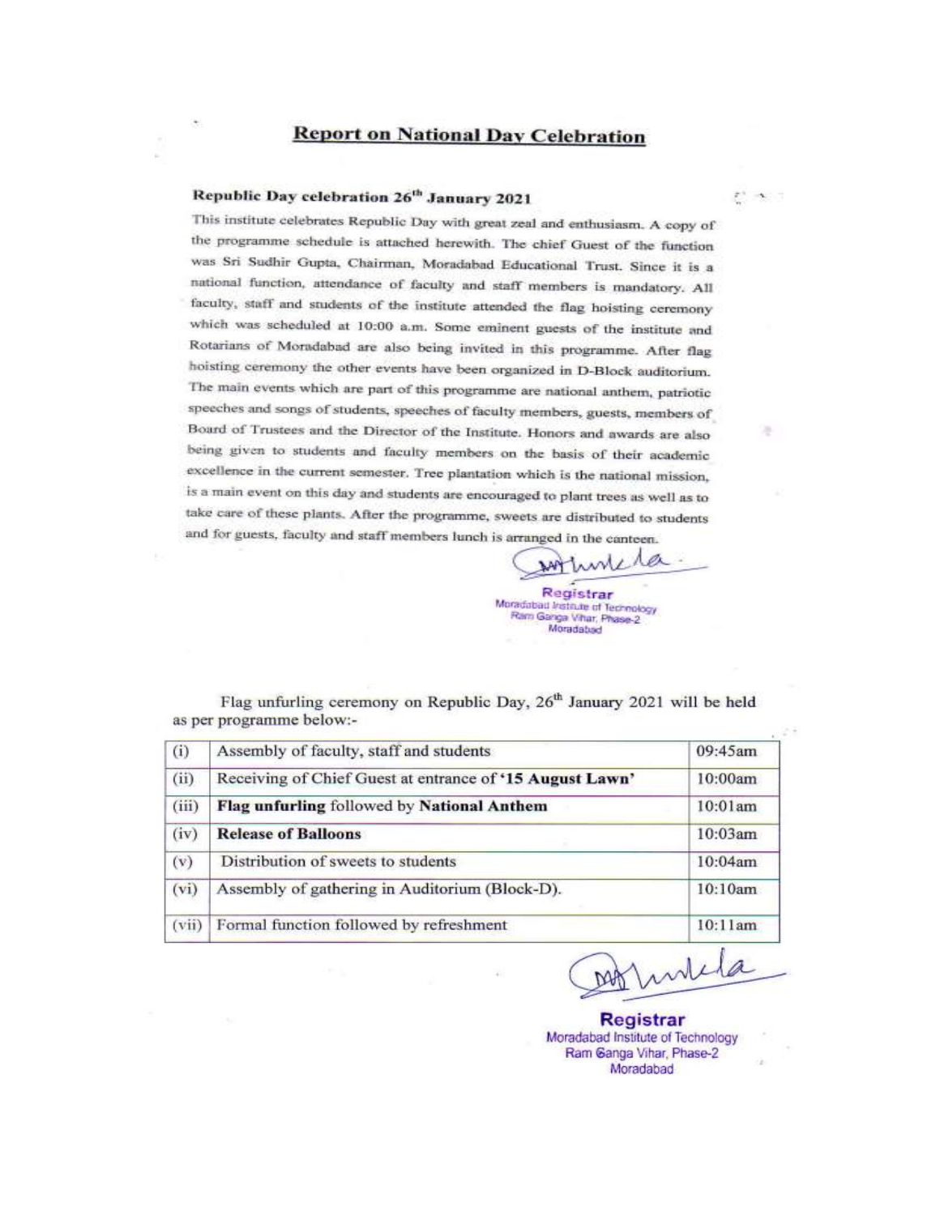# Report on National Day Celebration

**Republic Day celebration 26th January 2021**

This institute celebrates Republic Day with great zeal and enthusiasm. A copy of the programme schedule is attached herewith. The chief Guest of the function was Sri Sudhir Gupta, Chairman, Moradabad Educational Trust. Since it is a national function, attendance of faculty and staff members is mandatory. All faculty, staff and students of the institute attended the flag hoisting ceremony which was scheduled at 10:00 a.m. Some eminent guests of the institute and Rotarians of Moradabad are also being invited in this programme. After flag hoisting ceremony the other events have been organized in D-Block auditorium. The main events which are part of this programme are national anthem, patriotic speeches and songs of students, speeches of faculty members, guests, members of Board of Trustees and the Director of the Institute. Honors and awards are also being given to students and faculty members on the basis of their academic excellence in the current semester. Tree plantation which is the national mission, is a main event on this day and students are encouraged to plant trees as well as to take care of these plants. After the programme, sweets are distributed to students and for guests, faculty and staff members lunch is arranged in the canteen.

Registrar
Moradabad Institute of Technology
Ram Ganga Vihar, Phase-2
Moradabad

Flag unfurling ceremony on Republic Day, 26th January 2021 will be held as per programme below:-

| | | |
|---|---|---|
| (i) | Assembly of faculty, staff and students | 09:45am |
| (ii) | Receiving of Chief Guest at entrance of '15 August Lawn' | 10:00am |
| (iii) | **Flag unfurling** followed by **National Anthem** | 10:01am |
| (iv) | **Release of Balloons** | 10:03am |
| (v) | Distribution of sweets to students | 10:04am |
| (vi) | Assembly of gathering in Auditorium (Block-D). | 10:10am |
| (vii) | Formal function followed by refreshment | 10:11am |

**Registrar**
Moradabad Institute of Technology
Ram Ganga Vihar, Phase-2
Moradabad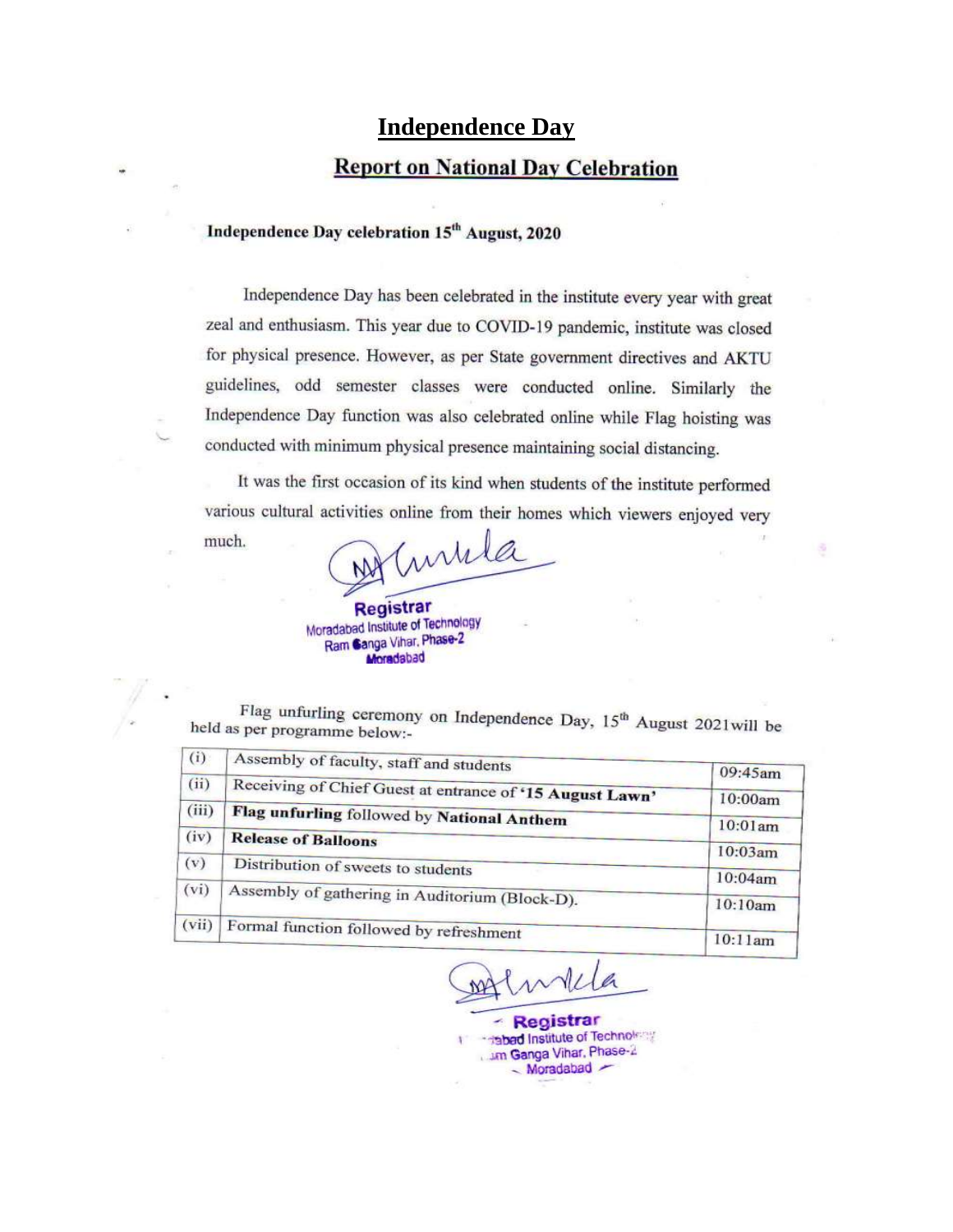# Independence Day

## Report on National Day Celebration

**Independence Day celebration 15th August, 2020**

Independence Day has been celebrated in the institute every year with great zeal and enthusiasm. This year due to COVID-19 pandemic, institute was closed for physical presence. However, as per State government directives and AKTU guidelines, odd semester classes were conducted online. Similarly the Independence Day function was also celebrated online while Flag hoisting was conducted with minimum physical presence maintaining social distancing.

It was the first occasion of its kind when students of the institute performed various cultural activities online from their homes which viewers enjoyed very much.

Registrar
Moradabad Institute of Technology
Ram Ganga Vihar, Phase-2
Moradabad

Flag unfurling ceremony on Independence Day, 15th August 2021will be held as per programme below:-

| | | |
|---|---|---|
| (i) | Assembly of faculty, staff and students | 09:45am |
| (ii) | Receiving of Chief Guest at entrance of **'15 August Lawn'** | 10:00am |
| (iii) | **Flag unfurling** followed by **National Anthem** | 10:01am |
| (iv) | **Release of Balloons** | 10:03am |
| (v) | Distribution of sweets to students | 10:04am |
| (vi) | Assembly of gathering in Auditorium (Block-D). | 10:10am |
| (vii) | Formal function followed by refreshment | 10:11am |

Registrar
Moradabad Institute of Technology
Ram Ganga Vihar, Phase-2
Moradabad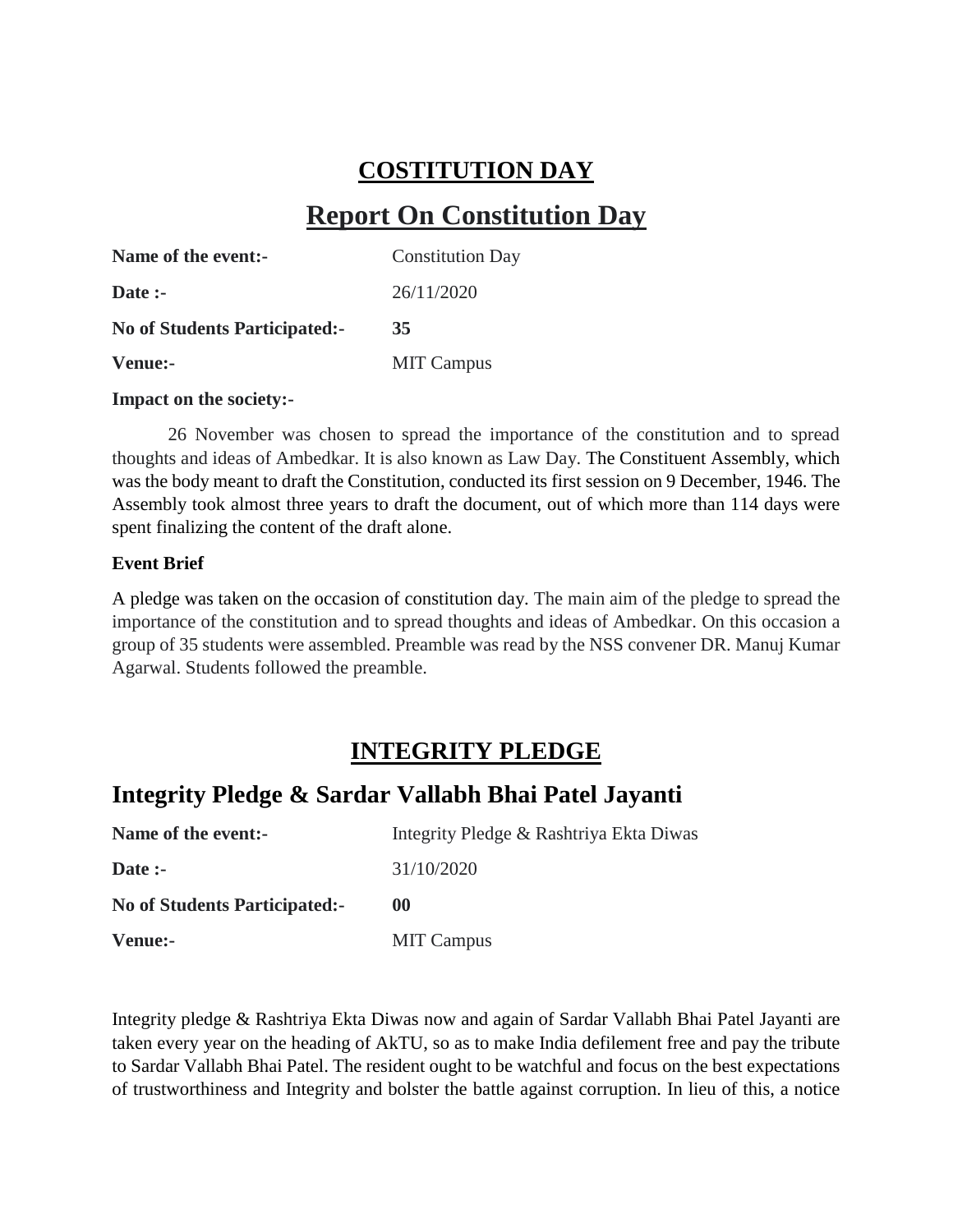# COSTITUTION DAY

# Report On Constitution Day

| | |
|---|---|
| **Name of the event:-** | Constitution Day |
| **Date :-** | 26/11/2020 |
| **No of Students Participated:-** | **35** |
| **Venue:-** | MIT Campus |

**Impact on the society:-**

26 November was chosen to spread the importance of the constitution and to spread thoughts and ideas of Ambedkar. It is also known as Law Day. The Constituent Assembly, which was the body meant to draft the Constitution, conducted its first session on 9 December, 1946. The Assembly took almost three years to draft the document, out of which more than 114 days were spent finalizing the content of the draft alone.

**Event Brief**

A pledge was taken on the occasion of constitution day. The main aim of the pledge to spread the importance of the constitution and to spread thoughts and ideas of Ambedkar. On this occasion a group of 35 students were assembled. Preamble was read by the NSS convener DR. Manuj Kumar Agarwal. Students followed the preamble.

# INTEGRITY PLEDGE

## Integrity Pledge & Sardar Vallabh Bhai Patel Jayanti

| | |
|---|---|
| **Name of the event:-** | Integrity Pledge & Rashtriya Ekta Diwas |
| **Date :-** | 31/10/2020 |
| **No of Students Participated:-** | **00** |
| **Venue:-** | MIT Campus |

Integrity pledge & Rashtriya Ekta Diwas now and again of Sardar Vallabh Bhai Patel Jayanti are taken every year on the heading of AkTU, so as to make India defilement free and pay the tribute to Sardar Vallabh Bhai Patel. The resident ought to be watchful and focus on the best expectations of trustworthiness and Integrity and bolster the battle against corruption. In lieu of this, a notice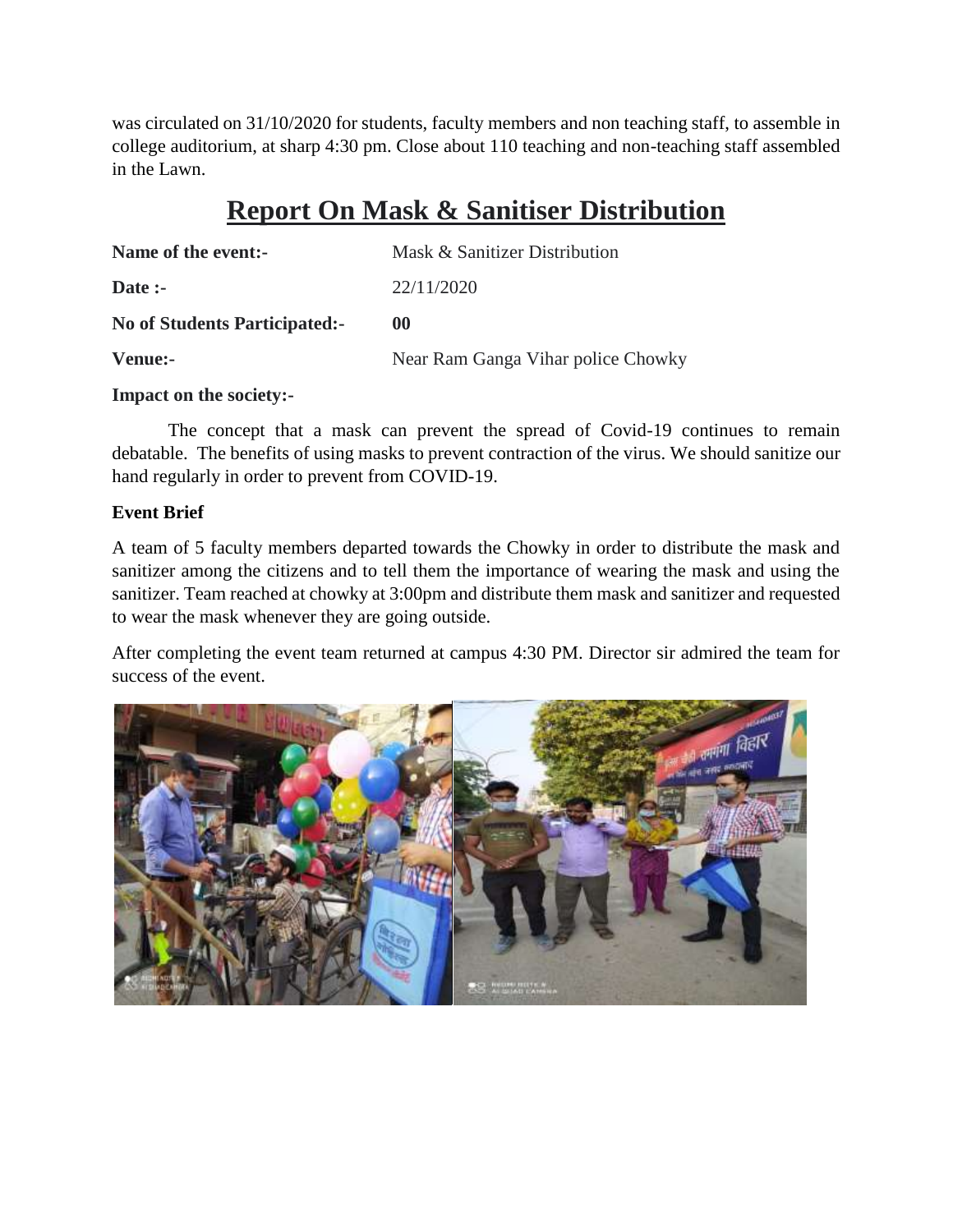was circulated on 31/10/2020 for students, faculty members and non teaching staff, to assemble in college auditorium, at sharp 4:30 pm. Close about 110 teaching and non-teaching staff assembled in the Lawn.

# Report On Mask & Sanitiser Distribution

| | |
|---|---|
| **Name of the event:-** | Mask & Sanitizer Distribution |
| **Date :-** | 22/11/2020 |
| **No of Students Participated:-** | **00** |
| **Venue:-** | Near Ram Ganga Vihar police Chowky |

**Impact on the society:-**

The concept that a mask can prevent the spread of Covid-19 continues to remain debatable. The benefits of using masks to prevent contraction of the virus. We should sanitize our hand regularly in order to prevent from COVID-19.

**Event Brief**

A team of 5 faculty members departed towards the Chowky in order to distribute the mask and sanitizer among the citizens and to tell them the importance of wearing the mask and using the sanitizer. Team reached at chowky at 3:00pm and distribute them mask and sanitizer and requested to wear the mask whenever they are going outside.

After completing the event team returned at campus 4:30 PM. Director sir admired the team for success of the event.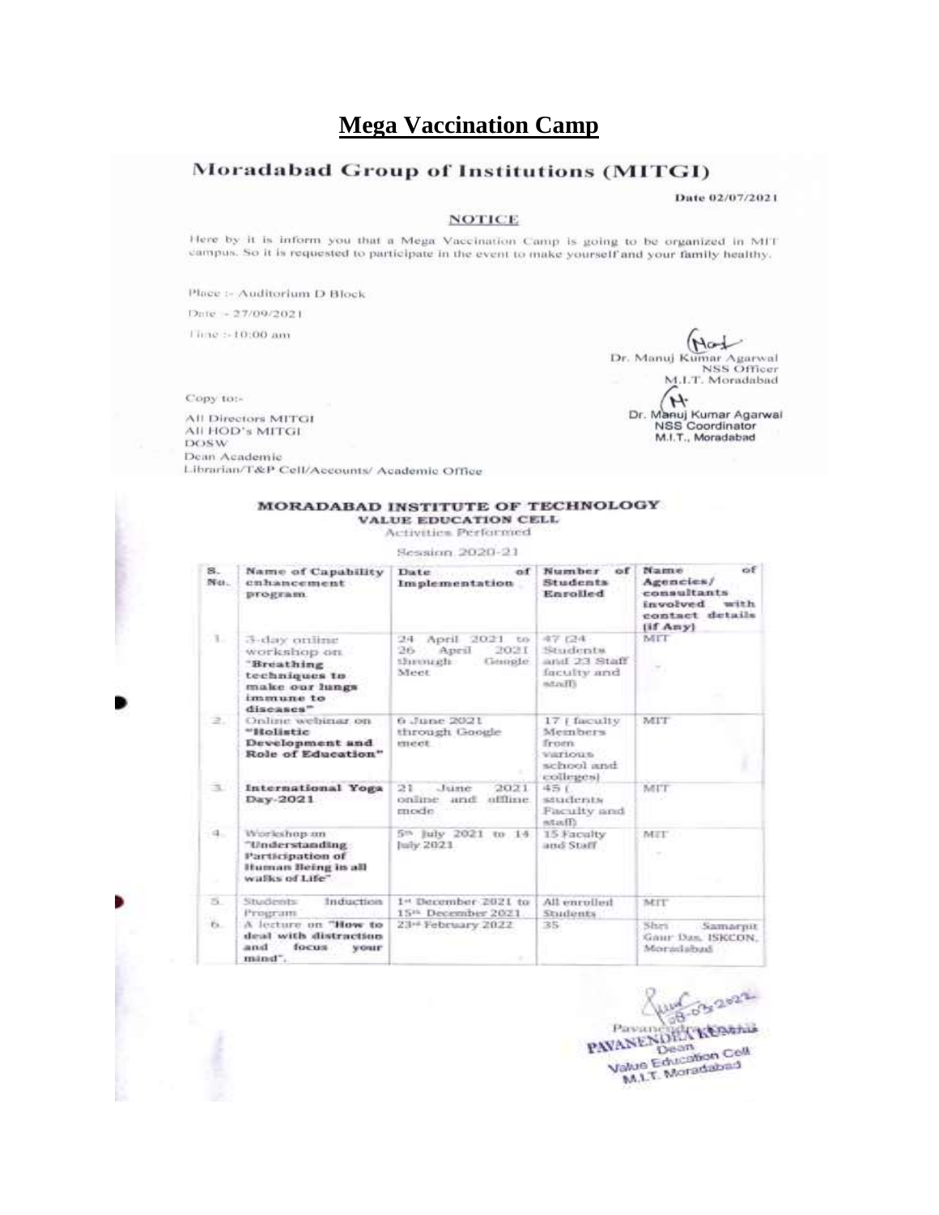# Mega Vaccination Camp

## Moradabad Group of Institutions (MITGI)

Date 02/07/2021

**NOTICE**

Here by it is inform you that a Mega Vaccination Camp is going to be organized in MIT campus. So it is requested to participate in the event to make yourself and your family healthy.

Place :- Auditorium D Block

Date :- 27/09/2021

Time :- 10:00 am

Dr. Manuj Kumar Agarwal
NSS Officer
M.I.T. Moradabad

Dr. Manuj Kumar Agarwal
NSS Coordinator
M.I.T., Moradabad

Copy to:-

All Directors MITGI
All HOD's MITGI
DOSW
Dean Academic
Librarian/T&P Cell/Accounts/ Academic Office

**MORADABAD INSTITUTE OF TECHNOLOGY**
**VALUE EDUCATION CELL**
Activities Performed

Session 2020-21

| S. No. | Name of Capability enhancement program | Date of Implementation | Number of Students Enrolled | Name of Agencies/ consultants involved with contact details (if Any) |
|---|---|---|---|---|
| 1. | 3-day online workshop on **"Breathing techniques to make our lungs immune to diseases"** | 24 April 2021 to 26 April 2021 through Google Meet | 47 (24 Students and 23 Staff faculty and staff) | MIT |
| 2. | Online webinar on **"Holistic Development and Role of Education"** | 6 June 2021 through Google meet | 17 ( faculty Members from various school and colleges) | MIT |
| 3. | **International Yoga Day-2021** | 21 June 2021 online and offline mode | 45 ( students Faculty and staff) | MIT |
| 4. | Workshop on **"Understanding Participation of Human Being in all walks of Life"** | 5th July 2021 to 14 July 2021 | 15 Faculty and Staff | MIT |
| 5. | Students Induction Program | 1st December 2021 to 15th December 2021 | All enrolled Students | MIT |
| 6. | A lecture on **"How to deal with distraction and focus your mind"**. | 23rd February 2022 | 35 | Shri Samarpit Gaur Das, ISKCON, Moradabad |

28-03-2022
PAVANENDRA KUMAR
Dean
Value Education Cell
M.I.T. Moradabad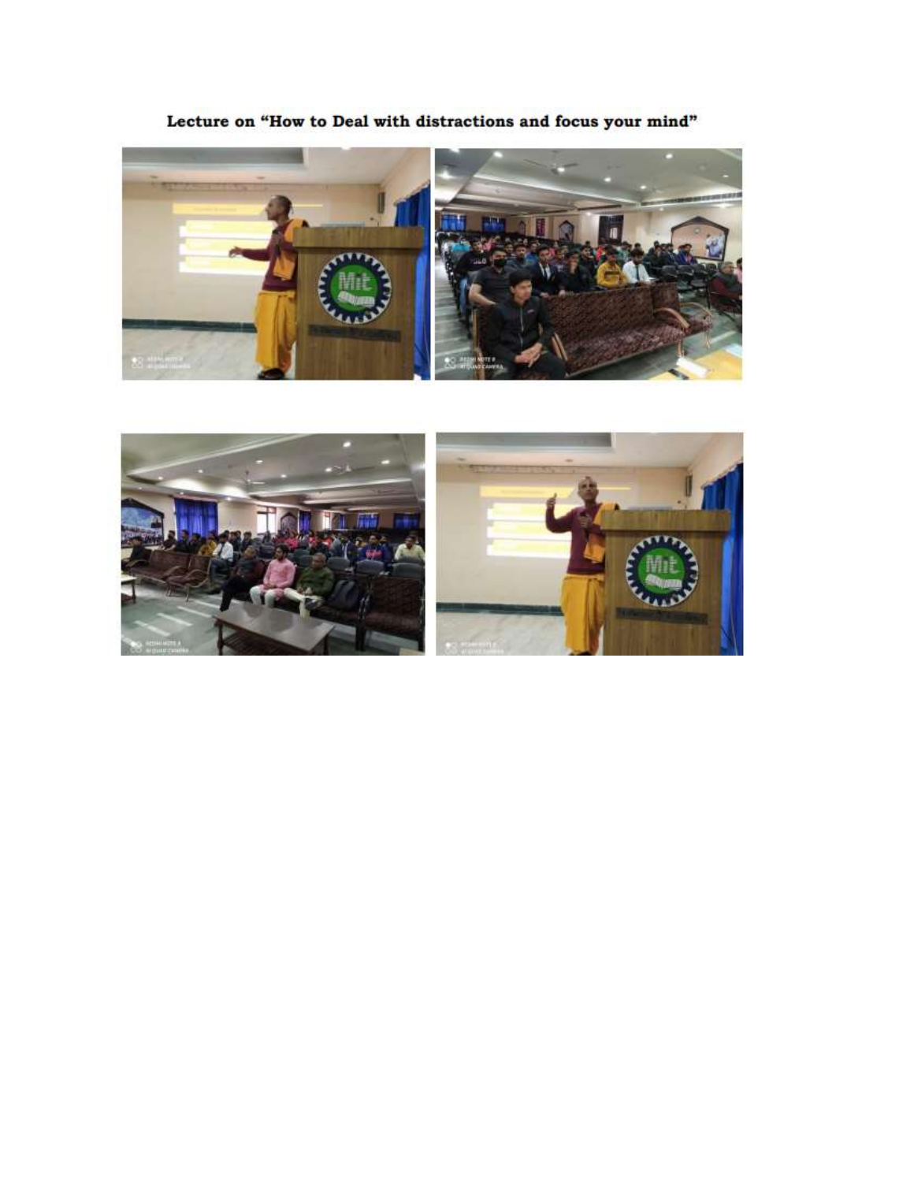Lecture on "How to Deal with distractions and focus your mind"